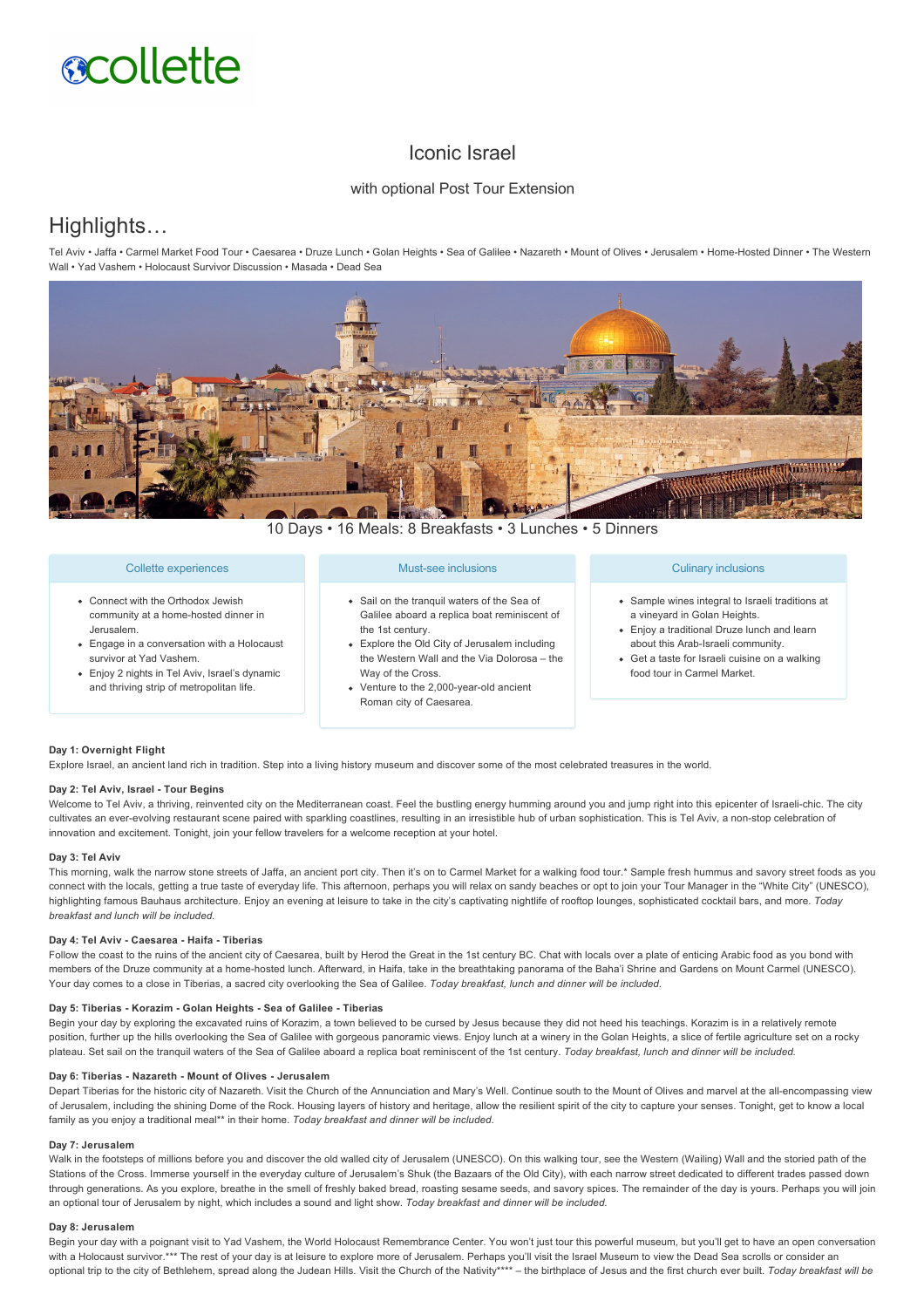# Iconic Israel

### with optional Post Tour Extension

## Highlights…

Tel Aviv • Jaffa • Carmel Market Food Tour • Caesarea • Druze Lunch • Golan Heights • Sea of Galilee • Nazareth • Mount of Olives • Jerusalem • Home-Hosted Dinner • The Western Wall • Yad Vashem • Holocaust Survivor Discussion • Masada • Dead Sea

10 Days • 16 Meals: 8 Breakfasts • 3 Lunches • 5 Dinners

### Collette experiences

- Connect with the Orthodox Jewish community at a home-hosted dinner in Jerusalem.
- Engage in a conversation with a Holocaust survivor at Yad Vashem.
- Enjoy 2 nights in Tel Aviv, Israel's dynamic and thriving strip of metropolitan life.

### Must-see inclusions

- Sail on the tranquil waters of the Sea of Galilee aboard a replica boat reminiscent of the 1st century.
- Explore the Old City of Jerusalem including the Western Wall and the Via Dolorosa – the Way of the Cross.
- Venture to the 2,000-year-old ancient Roman city of Caesarea.

### Culinary inclusions

- Sample wines integral to Israeli traditions at a vineyard in Golan Heights.
- Enjoy a traditional Druze lunch and learn about this Arab-Israeli community.
- Get a taste for Israeli cuisine on a walking food tour in Carmel Market.

**Day 1: Overnight Flight**

Explore Israel, an ancient land rich in tradition. Step into a living history museum and discover some of the most celebrated treasures in the world.

**Day 2: Tel Aviv, Israel - Tour Begins**

Welcome to Tel Aviv, a thriving, reinvented city on the Mediterranean coast. Feel the bustling energy humming around you and jump right into this epicenter of Israeli-chic. The city cultivates an ever-evolving restaurant scene paired with sparkling coastlines, resulting in an irresistible hub of urban sophistication. This is Tel Aviv, a non-stop celebration of innovation and excitement. Tonight, join your fellow travelers for a welcome reception at your hotel.

**Day 3: Tel Aviv**

This morning, walk the narrow stone streets of Jaffa, an ancient port city. Then it's on to Carmel Market for a walking food tour.* Sample fresh hummus and savory street foods as you connect with the locals, getting a true taste of everyday life. This afternoon, perhaps you will relax on sandy beaches or opt to join your Tour Manager in the "White City" (UNESCO), highlighting famous Bauhaus architecture. Enjoy an evening at leisure to take in the city's captivating nightlife of rooftop lounges, sophisticated cocktail bars, and more. *Today breakfast and lunch will be included.*

**Day 4: Tel Aviv - Caesarea - Haifa - Tiberias**

Follow the coast to the ruins of the ancient city of Caesarea, built by Herod the Great in the 1st century BC. Chat with locals over a plate of enticing Arabic food as you bond with members of the Druze community at a home-hosted lunch. Afterward, in Haifa, take in the breathtaking panorama of the Baha'i Shrine and Gardens on Mount Carmel (UNESCO). Your day comes to a close in Tiberias, a sacred city overlooking the Sea of Galilee. *Today breakfast, lunch and dinner will be included.*

**Day 5: Tiberias - Korazim - Golan Heights - Sea of Galilee - Tiberias**

Begin your day by exploring the excavated ruins of Korazim, a town believed to be cursed by Jesus because they did not heed his teachings. Korazim is in a relatively remote position, further up the hills overlooking the Sea of Galilee with gorgeous panoramic views. Enjoy lunch at a winery in the Golan Heights, a slice of fertile agriculture set on a rocky plateau. Set sail on the tranquil waters of the Sea of Galilee aboard a replica boat reminiscent of the 1st century. *Today breakfast, lunch and dinner will be included.*

**Day 6: Tiberias - Nazareth - Mount of Olives - Jerusalem**

Depart Tiberias for the historic city of Nazareth. Visit the Church of the Annunciation and Mary's Well. Continue south to the Mount of Olives and marvel at the all-encompassing view of Jerusalem, including the shining Dome of the Rock. Housing layers of history and heritage, allow the resilient spirit of the city to capture your senses. Tonight, get to know a local family as you enjoy a traditional meal** in their home. *Today breakfast and dinner will be included.*

**Day 7: Jerusalem**

Walk in the footsteps of millions before you and discover the old walled city of Jerusalem (UNESCO). On this walking tour, see the Western (Wailing) Wall and the storied path of the Stations of the Cross. Immerse yourself in the everyday culture of Jerusalem's Shuk (the Bazaars of the Old City), with each narrow street dedicated to different trades passed down through generations. As you explore, breathe in the smell of freshly baked bread, roasting sesame seeds, and savory spices. The remainder of the day is yours. Perhaps you will join an optional tour of Jerusalem by night, which includes a sound and light show. *Today breakfast and dinner will be included.*

**Day 8: Jerusalem**

Begin your day with a poignant visit to Yad Vashem, the World Holocaust Remembrance Center. You won't just tour this powerful museum, but you'll get to have an open conversation with a Holocaust survivor.*** The rest of your day is at leisure to explore more of Jerusalem. Perhaps you'll visit the Israel Museum to view the Dead Sea scrolls or consider an optional trip to the city of Bethlehem, spread along the Judean Hills. Visit the Church of the Nativity**** – the birthplace of Jesus and the first church ever built. *Today breakfast will be*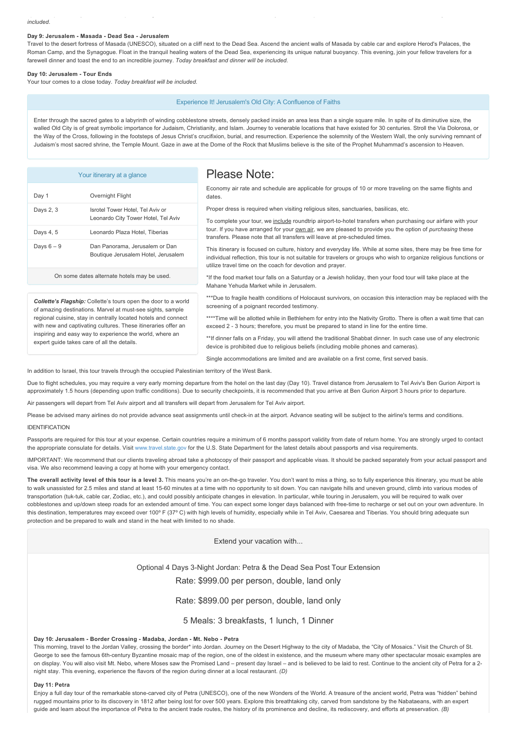*included.*

**Day 9: Jerusalem - Masada - Dead Sea - Jerusalem**

Travel to the desert fortress of Masada (UNESCO), situated on a cliff next to the Dead Sea. Ascend the ancient walls of Masada by cable car and explore Herod's Palaces, the Roman Camp, and the Synagogue. Float in the tranquil healing waters of the Dead Sea, experiencing its unique natural buoyancy. This evening, join your fellow travelers for a farewell dinner and toast the end to an incredible journey. *Today breakfast and dinner will be included.*

**Day 10: Jerusalem - Tour Ends**

Your tour comes to a close today. *Today breakfast will be included.*

### Experience It! Jerusalem's Old City: A Confluence of Faiths

Enter through the sacred gates to a labyrinth of winding cobblestone streets, densely packed inside an area less than a single square mile. In spite of its diminutive size, the walled Old City is of great symbolic importance for Judaism, Christianity, and Islam. Journey to venerable locations that have existed for 30 centuries. Stroll the Via Dolorosa, or the Way of the Cross, following in the footsteps of Jesus Christ's crucifixion, burial, and resurrection. Experience the solemnity of the Western Wall, the only surviving remnant of Judaism's most sacred shrine, the Temple Mount. Gaze in awe at the Dome of the Rock that Muslims believe is the site of the Prophet Muhammad's ascension to Heaven.

### Your itinerary at a glance

| Day | Accommodation |
|---|---|
| Day 1 | Overnight Flight |
| Days 2, 3 | Isrotel Tower Hotel, Tel Aviv or Leonardo City Tower Hotel, Tel Aviv |
| Days 4, 5 | Leonardo Plaza Hotel, Tiberias |
| Days 6 – 9 | Dan Panorama, Jerusalem or Dan Boutique Jerusalem Hotel, Jerusalem |

On some dates alternate hotels may be used.

***Collette's Flagship:*** Collette's tours open the door to a world of amazing destinations. Marvel at must-see sights, sample regional cuisine, stay in centrally located hotels and connect with new and captivating cultures. These itineraries offer an inspiring and easy way to experience the world, where an expert guide takes care of all the details.

## Please Note:

Economy air rate and schedule are applicable for groups of 10 or more traveling on the same flights and dates.

Proper dress is required when visiting religious sites, sanctuaries, basilicas, etc.

To complete your tour, we include roundtrip airport-to-hotel transfers when purchasing our airfare with your tour. If you have arranged for your own air, we are pleased to provide you the option of *purchasing* these transfers. Please note that all transfers will leave at pre-scheduled times.

This itinerary is focused on culture, history and everyday life. While at some sites, there may be free time for individual reflection, this tour is not suitable for travelers or groups who wish to organize religious functions or utilize travel time on the coach for devotion and prayer.

*If the food market tour falls on a Saturday or a Jewish holiday, then your food tour will take place at the Mahane Yehuda Market while in Jerusalem.

***Due to fragile health conditions of Holocaust survivors, on occasion this interaction may be replaced with the screening of a poignant recorded testimony.

****Time will be allotted while in Bethlehem for entry into the Nativity Grotto. There is often a wait time that can exceed 2 - 3 hours; therefore, you must be prepared to stand in line for the entire time.

**If dinner falls on a Friday, you will attend the traditional Shabbat dinner. In such case use of any electronic device is prohibited due to religious beliefs (including mobile phones and cameras).

Single accommodations are limited and are available on a first come, first served basis.

In addition to Israel, this tour travels through the occupied Palestinian territory of the West Bank.

Due to flight schedules, you may require a very early morning departure from the hotel on the last day (Day 10). Travel distance from Jerusalem to Tel Aviv's Ben Gurion Airport is approximately 1.5 hours (depending upon traffic conditions). Due to security checkpoints, it is recommended that you arrive at Ben Gurion Airport 3 hours prior to departure.

Air passengers will depart from Tel Aviv airport and all transfers will depart from Jerusalem for Tel Aviv airport.

Please be advised many airlines do not provide advance seat assignments until check-in at the airport. Advance seating will be subject to the airline's terms and conditions.

IDENTIFICATION

Passports are required for this tour at your expense. Certain countries require a minimum of 6 months passport validity from date of return home. You are strongly urged to contact the appropriate consulate for details. Visit www.travel.state.gov for the U.S. State Department for the latest details about passports and visa requirements.

IMPORTANT: We recommend that our clients traveling abroad take a photocopy of their passport and applicable visas. It should be packed separately from your actual passport and visa. We also recommend leaving a copy at home with your emergency contact.

**The overall activity level of this tour is a level 3.** This means you're an on-the-go traveler. You don't want to miss a thing, so to fully experience this itinerary, you must be able to walk unassisted for 2.5 miles and stand at least 15-60 minutes at a time with no opportunity to sit down. You can navigate hills and uneven ground, climb into various modes of transportation (tuk-tuk, cable car, Zodiac, etc.), and could possibly anticipate changes in elevation. In particular, while touring in Jerusalem, you will be required to walk over cobblestones and up/down steep roads for an extended amount of time. You can expect some longer days balanced with free-time to recharge or set out on your own adventure. In this destination, temperatures may exceed over 100º F (37º C) with high levels of humidity, especially while in Tel Aviv, Caesarea and Tiberias. You should bring adequate sun protection and be prepared to walk and stand in the heat with limited to no shade.

### Extend your vacation with...

Optional 4 Days 3-Night Jordan: Petra & the Dead Sea Post Tour Extension

Rate: $999.00 per person, double, land only

Rate: $899.00 per person, double, land only

5 Meals: 3 breakfasts, 1 lunch, 1 Dinner

**Day 10: Jerusalem - Border Crossing - Madaba, Jordan - Mt. Nebo - Petra**

This morning, travel to the Jordan Valley, crossing the border* into Jordan. Journey on the Desert Highway to the city of Madaba, the "City of Mosaics." Visit the Church of St. George to see the famous 6th-century Byzantine mosaic map of the region, one of the oldest in existence, and the museum where many other spectacular mosaic examples are on display. You will also visit Mt. Nebo, where Moses saw the Promised Land – present day Israel – and is believed to be laid to rest. Continue to the ancient city of Petra for a 2-night stay. This evening, experience the flavors of the region during dinner at a local restaurant. *(D)*

**Day 11: Petra**

Enjoy a full day tour of the remarkable stone-carved city of Petra (UNESCO), one of the new Wonders of the World. A treasure of the ancient world, Petra was "hidden" behind rugged mountains prior to its discovery in 1812 after being lost for over 500 years. Explore this breathtaking city, carved from sandstone by the Nabataeans, with an expert guide and learn about the importance of Petra to the ancient trade routes, the history of its prominence and decline, its rediscovery, and efforts at preservation. *(B)*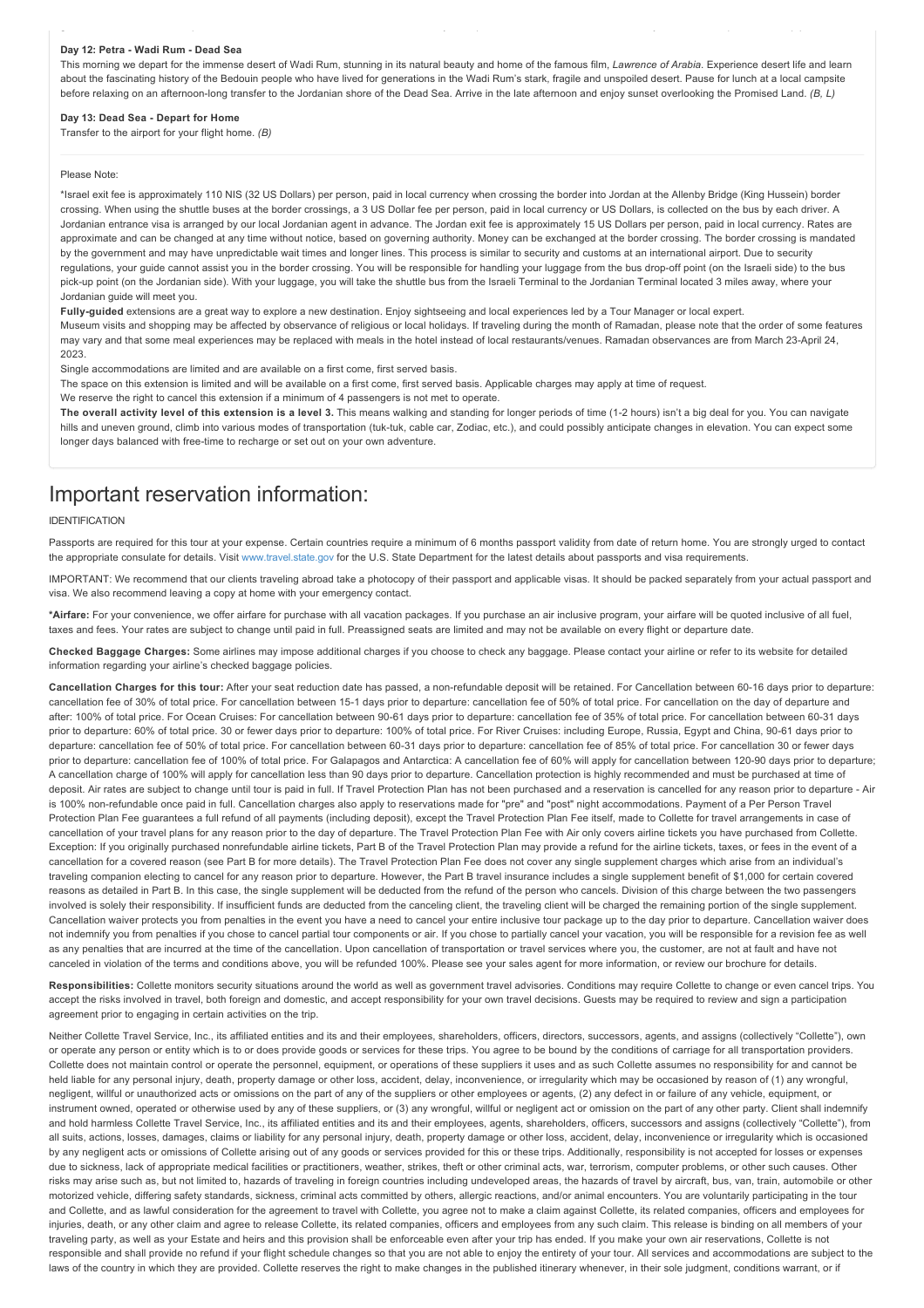**Day 12: Petra - Wadi Rum - Dead Sea**

This morning we depart for the immense desert of Wadi Rum, stunning in its natural beauty and home of the famous film, *Lawrence of Arabia*. Experience desert life and learn about the fascinating history of the Bedouin people who have lived for generations in the Wadi Rum's stark, fragile and unspoiled desert. Pause for lunch at a local campsite before relaxing on an afternoon-long transfer to the Jordanian shore of the Dead Sea. Arrive in the late afternoon and enjoy sunset overlooking the Promised Land. *(B, L)*

**Day 13: Dead Sea - Depart for Home**

Transfer to the airport for your flight home. *(B)*

Please Note:

*Israel exit fee is approximately 110 NIS (32 US Dollars) per person, paid in local currency when crossing the border into Jordan at the Allenby Bridge (King Hussein) border crossing. When using the shuttle buses at the border crossings, a 3 US Dollar fee per person, paid in local currency or US Dollars, is collected on the bus by each driver. A Jordanian entrance visa is arranged by our local Jordanian agent in advance. The Jordan exit fee is approximately 15 US Dollars per person, paid in local currency. Rates are approximate and can be changed at any time without notice, based on governing authority. Money can be exchanged at the border crossing. The border crossing is mandated by the government and may have unpredictable wait times and longer lines. This process is similar to security and customs at an international airport. Due to security regulations, your guide cannot assist you in the border crossing. You will be responsible for handling your luggage from the bus drop-off point (on the Israeli side) to the bus pick-up point (on the Jordanian side). With your luggage, you will take the shuttle bus from the Israeli Terminal to the Jordanian Terminal located 3 miles away, where your Jordanian guide will meet you.

**Fully-guided** extensions are a great way to explore a new destination. Enjoy sightseeing and local experiences led by a Tour Manager or local expert.

Museum visits and shopping may be affected by observance of religious or local holidays. If traveling during the month of Ramadan, please note that the order of some features may vary and that some meal experiences may be replaced with meals in the hotel instead of local restaurants/venues. Ramadan observances are from March 23-April 24, 2023.

Single accommodations are limited and are available on a first come, first served basis.

The space on this extension is limited and will be available on a first come, first served basis. Applicable charges may apply at time of request.

We reserve the right to cancel this extension if a minimum of 4 passengers is not met to operate.

**The overall activity level of this extension is a level 3.** This means walking and standing for longer periods of time (1-2 hours) isn't a big deal for you. You can navigate hills and uneven ground, climb into various modes of transportation (tuk-tuk, cable car, Zodiac, etc.), and could possibly anticipate changes in elevation. You can expect some longer days balanced with free-time to recharge or set out on your own adventure.

# Important reservation information:

IDENTIFICATION

Passports are required for this tour at your expense. Certain countries require a minimum of 6 months passport validity from date of return home. You are strongly urged to contact the appropriate consulate for details. Visit www.travel.state.gov for the U.S. State Department for the latest details about passports and visa requirements.

IMPORTANT: We recommend that our clients traveling abroad take a photocopy of their passport and applicable visas. It should be packed separately from your actual passport and visa. We also recommend leaving a copy at home with your emergency contact.

**\*Airfare:** For your convenience, we offer airfare for purchase with all vacation packages. If you purchase an air inclusive program, your airfare will be quoted inclusive of all fuel, taxes and fees. Your rates are subject to change until paid in full. Preassigned seats are limited and may not be available on every flight or departure date.

**Checked Baggage Charges:** Some airlines may impose additional charges if you choose to check any baggage. Please contact your airline or refer to its website for detailed information regarding your airline's checked baggage policies.

**Cancellation Charges for this tour:** After your seat reduction date has passed, a non-refundable deposit will be retained. For Cancellation between 60-16 days prior to departure: cancellation fee of 30% of total price. For cancellation between 15-1 days prior to departure: cancellation fee of 50% of total price. For cancellation on the day of departure and after: 100% of total price. For Ocean Cruises: For cancellation between 90-61 days prior to departure: cancellation fee of 35% of total price. For cancellation between 60-31 days prior to departure: 60% of total price. 30 or fewer days prior to departure: 100% of total price. For River Cruises: including Europe, Russia, Egypt and China, 90-61 days prior to departure: cancellation fee of 50% of total price. For cancellation between 60-31 days prior to departure: cancellation fee of 85% of total price. For cancellation 30 or fewer days prior to departure: cancellation fee of 100% of total price. For Galapagos and Antarctica: A cancellation fee of 60% will apply for cancellation between 120-90 days prior to departure; A cancellation charge of 100% will apply for cancellation less than 90 days prior to departure. Cancellation protection is highly recommended and must be purchased at time of deposit. Air rates are subject to change until tour is paid in full. If Travel Protection Plan has not been purchased and a reservation is cancelled for any reason prior to departure - Air is 100% non-refundable once paid in full. Cancellation charges also apply to reservations made for "pre" and "post" night accommodations. Payment of a Per Person Travel Protection Plan Fee guarantees a full refund of all payments (including deposit), except the Travel Protection Plan Fee itself, made to Collette for travel arrangements in case of cancellation of your travel plans for any reason prior to the day of departure. The Travel Protection Plan Fee with Air only covers airline tickets you have purchased from Collette. Exception: If you originally purchased nonrefundable airline tickets, Part B of the Travel Protection Plan may provide a refund for the airline tickets, taxes, or fees in the event of a cancellation for a covered reason (see Part B for more details). The Travel Protection Plan Fee does not cover any single supplement charges which arise from an individual's traveling companion electing to cancel for any reason prior to departure. However, the Part B travel insurance includes a single supplement benefit of $1,000 for certain covered reasons as detailed in Part B. In this case, the single supplement will be deducted from the refund of the person who cancels. Division of this charge between the two passengers involved is solely their responsibility. If insufficient funds are deducted from the canceling client, the traveling client will be charged the remaining portion of the single supplement. Cancellation waiver protects you from penalties in the event you have a need to cancel your entire inclusive tour package up to the day prior to departure. Cancellation waiver does not indemnify you from penalties if you chose to cancel partial tour components or air. If you chose to partially cancel your vacation, you will be responsible for a revision fee as well as any penalties that are incurred at the time of the cancellation. Upon cancellation of transportation or travel services where you, the customer, are not at fault and have not canceled in violation of the terms and conditions above, you will be refunded 100%. Please see your sales agent for more information, or review our brochure for details.

**Responsibilities:** Collette monitors security situations around the world as well as government travel advisories. Conditions may require Collette to change or even cancel trips. You accept the risks involved in travel, both foreign and domestic, and accept responsibility for your own travel decisions. Guests may be required to review and sign a participation agreement prior to engaging in certain activities on the trip.

Neither Collette Travel Service, Inc., its affiliated entities and its and their employees, shareholders, officers, directors, successors, agents, and assigns (collectively "Collette"), own or operate any person or entity which is to or does provide goods or services for these trips. You agree to be bound by the conditions of carriage for all transportation providers. Collette does not maintain control or operate the personnel, equipment, or operations of these suppliers it uses and as such Collette assumes no responsibility for and cannot be held liable for any personal injury, death, property damage or other loss, accident, delay, inconvenience, or irregularity which may be occasioned by reason of (1) any wrongful, negligent, willful or unauthorized acts or omissions on the part of any of the suppliers or other employees or agents, (2) any defect in or failure of any vehicle, equipment, or instrument owned, operated or otherwise used by any of these suppliers, or (3) any wrongful, willful or negligent act or omission on the part of any other party. Client shall indemnify and hold harmless Collette Travel Service, Inc., its affiliated entities and its and their employees, agents, shareholders, officers, successors and assigns (collectively "Collette"), from all suits, actions, losses, damages, claims or liability for any personal injury, death, property damage or other loss, accident, delay, inconvenience or irregularity which is occasioned by any negligent acts or omissions of Collette arising out of any goods or services provided for this or these trips. Additionally, responsibility is not accepted for losses or expenses due to sickness, lack of appropriate medical facilities or practitioners, weather, strikes, theft or other criminal acts, war, terrorism, computer problems, or other such causes. Other risks may arise such as, but not limited to, hazards of traveling in foreign countries including undeveloped areas, the hazards of travel by aircraft, bus, van, train, automobile or other motorized vehicle, differing safety standards, sickness, criminal acts committed by others, allergic reactions, and/or animal encounters. You are voluntarily participating in the tour and Collette, and as lawful consideration for the agreement to travel with Collette, you agree not to make a claim against Collette, its related companies, officers and employees for injuries, death, or any other claim and agree to release Collette, its related companies, officers and employees from any such claim. This release is binding on all members of your traveling party, as well as your Estate and heirs and this provision shall be enforceable even after your trip has ended. If you make your own air reservations, Collette is not responsible and shall provide no refund if your flight schedule changes so that you are not able to enjoy the entirety of your tour. All services and accommodations are subject to the laws of the country in which they are provided. Collette reserves the right to make changes in the published itinerary whenever, in their sole judgment, conditions warrant, or if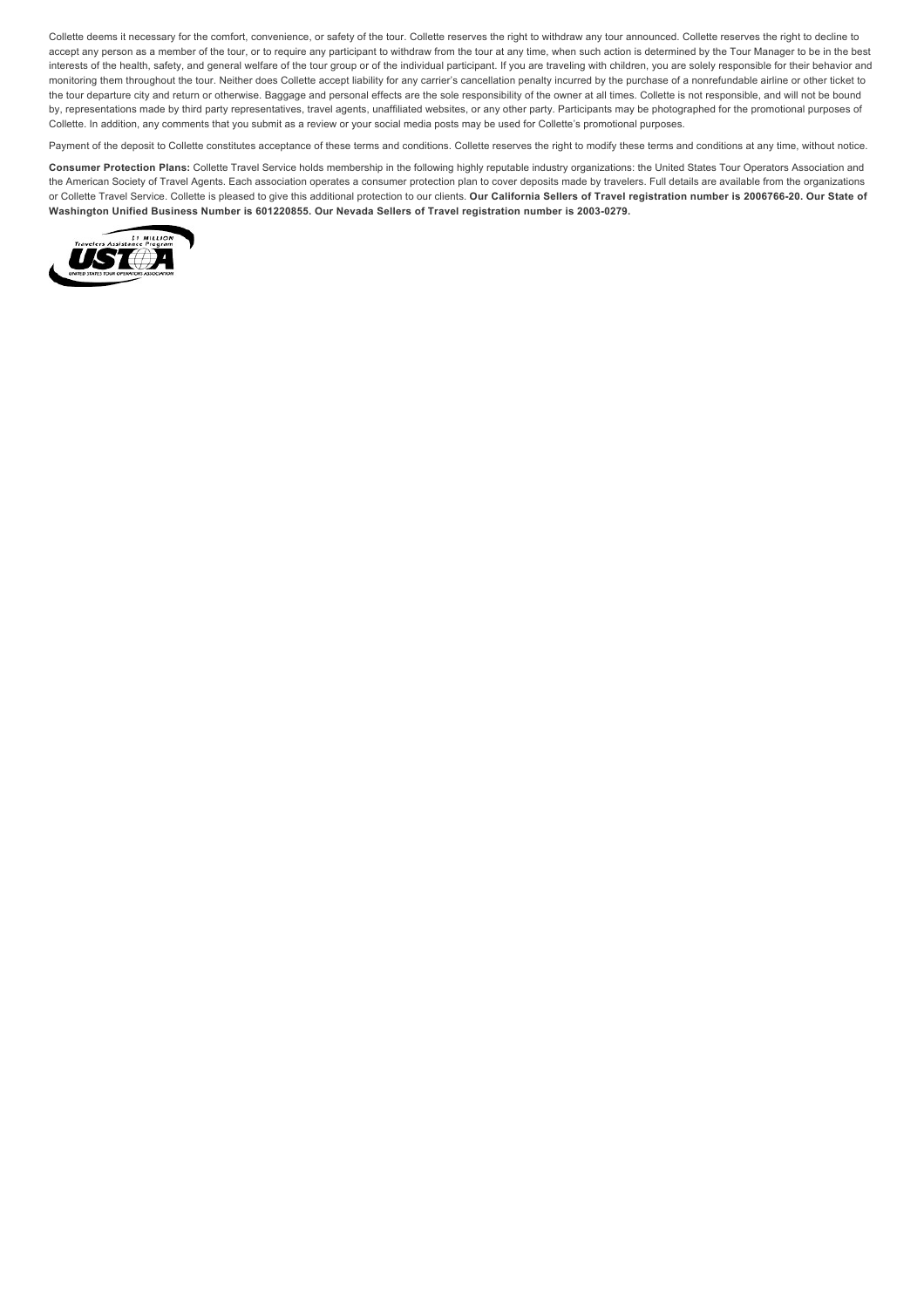Collette deems it necessary for the comfort, convenience, or safety of the tour. Collette reserves the right to withdraw any tour announced. Collette reserves the right to decline to accept any person as a member of the tour, or to require any participant to withdraw from the tour at any time, when such action is determined by the Tour Manager to be in the best interests of the health, safety, and general welfare of the tour group or of the individual participant. If you are traveling with children, you are solely responsible for their behavior and monitoring them throughout the tour. Neither does Collette accept liability for any carrier's cancellation penalty incurred by the purchase of a nonrefundable airline or other ticket to the tour departure city and return or otherwise. Baggage and personal effects are the sole responsibility of the owner at all times. Collette is not responsible, and will not be bound by, representations made by third party representatives, travel agents, unaffiliated websites, or any other party. Participants may be photographed for the promotional purposes of Collette. In addition, any comments that you submit as a review or your social media posts may be used for Collette's promotional purposes.

Payment of the deposit to Collette constitutes acceptance of these terms and conditions. Collette reserves the right to modify these terms and conditions at any time, without notice.

**Consumer Protection Plans:** Collette Travel Service holds membership in the following highly reputable industry organizations: the United States Tour Operators Association and the American Society of Travel Agents. Each association operates a consumer protection plan to cover deposits made by travelers. Full details are available from the organizations or Collette Travel Service. Collette is pleased to give this additional protection to our clients. **Our California Sellers of Travel registration number is 2006766-20. Our State of Washington Unified Business Number is 601220855. Our Nevada Sellers of Travel registration number is 2003-0279.**

$1 MILLION
Travelers Assistance Program
USTOA
UNITED STATES TOUR OPERATORS ASSOCIATION